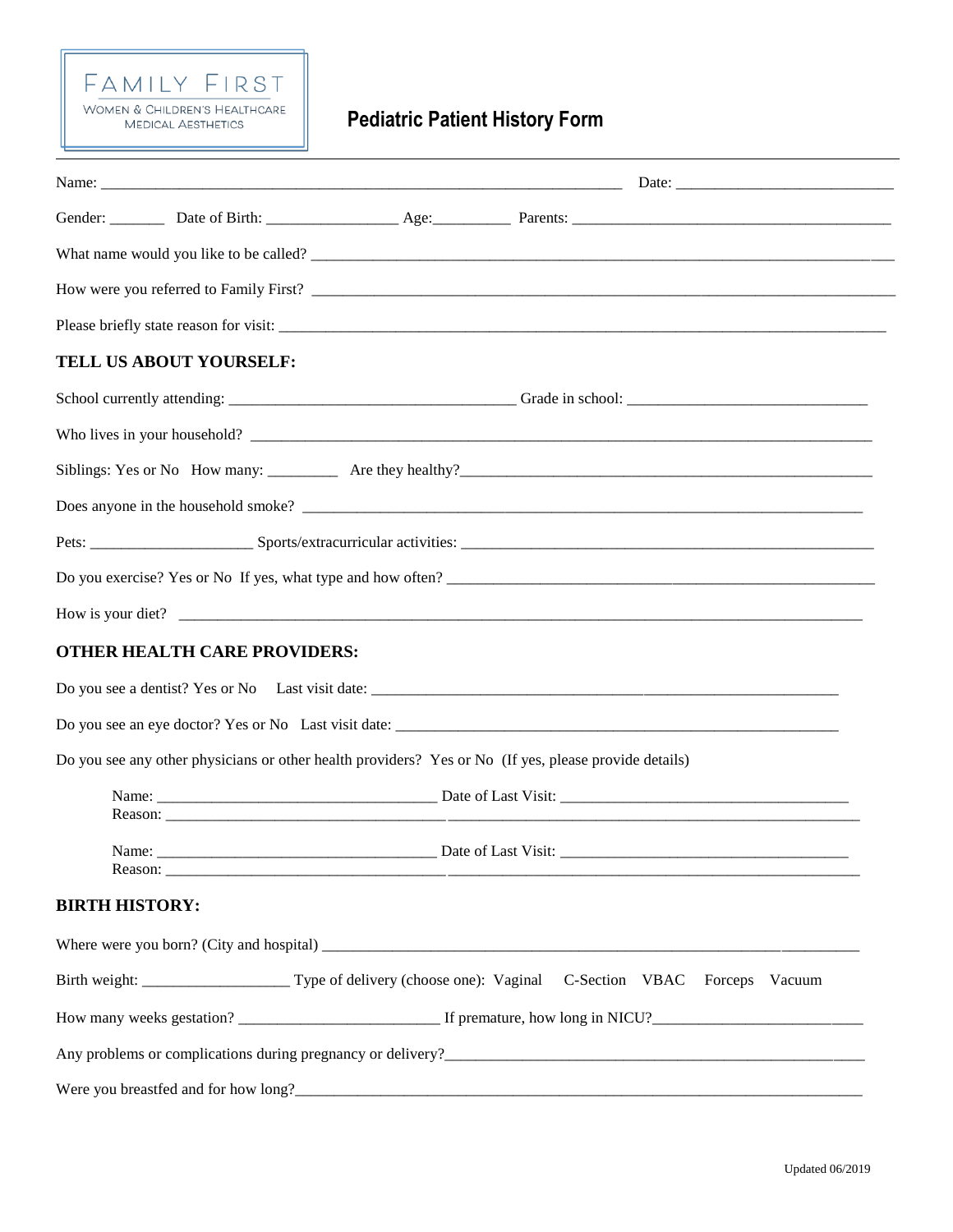FAMILY FIRST
WOMEN & CHILDREN'S HEALTHCARE
MEDICAL AESTHETICS

# Pediatric Patient History Form

Name: ______________________________________________________________ Date: ___________________________

Gender: _______ Date of Birth: ________________ Age:_________ Parents: _________________________________________

What name would you like to be called? ____________________________________________________________________

How were you referred to Family First? ____________________________________________________________________

Please briefly state reason for visit: ______________________________________________________________________

## TELL US ABOUT YOURSELF:

School currently attending: ___________________________________ Grade in school: ______________________________

Who lives in your household? ___________________________________________________________________________

Siblings: Yes or No How many: _________ Are they healthy?___________________________________________________

Does anyone in the household smoke? _____________________________________________________________________

Pets: ____________________ Sports/extracurricular activities: _______________________________________________

Do you exercise? Yes or No If yes, what type and how often? _________________________________________________

How is your diet? ______________________________________________________________________________________

## OTHER HEALTH CARE PROVIDERS:

Do you see a dentist? Yes or No Last visit date: ______________________________________________________

Do you see an eye doctor? Yes or No Last visit date: __________________________________________________

Do you see any other physicians or other health providers? Yes or No (If yes, please provide details)

Name: ___________________________________ Date of Last Visit: ___________________________________
Reason: ______________________________________________________________________________________

Name: ___________________________________ Date of Last Visit: ___________________________________
Reason: ______________________________________________________________________________________

## BIRTH HISTORY:

Where were you born? (City and hospital) _________________________________________________________________

Birth weight: __________________ Type of delivery (choose one): Vaginal C-Section VBAC Forceps Vacuum

How many weeks gestation? _________________________ If premature, how long in NICU?__________________________

Any problems or complications during pregnancy or delivery?_________________________________________________

Were you breastfed and for how long?_____________________________________________________________________

Updated 06/2019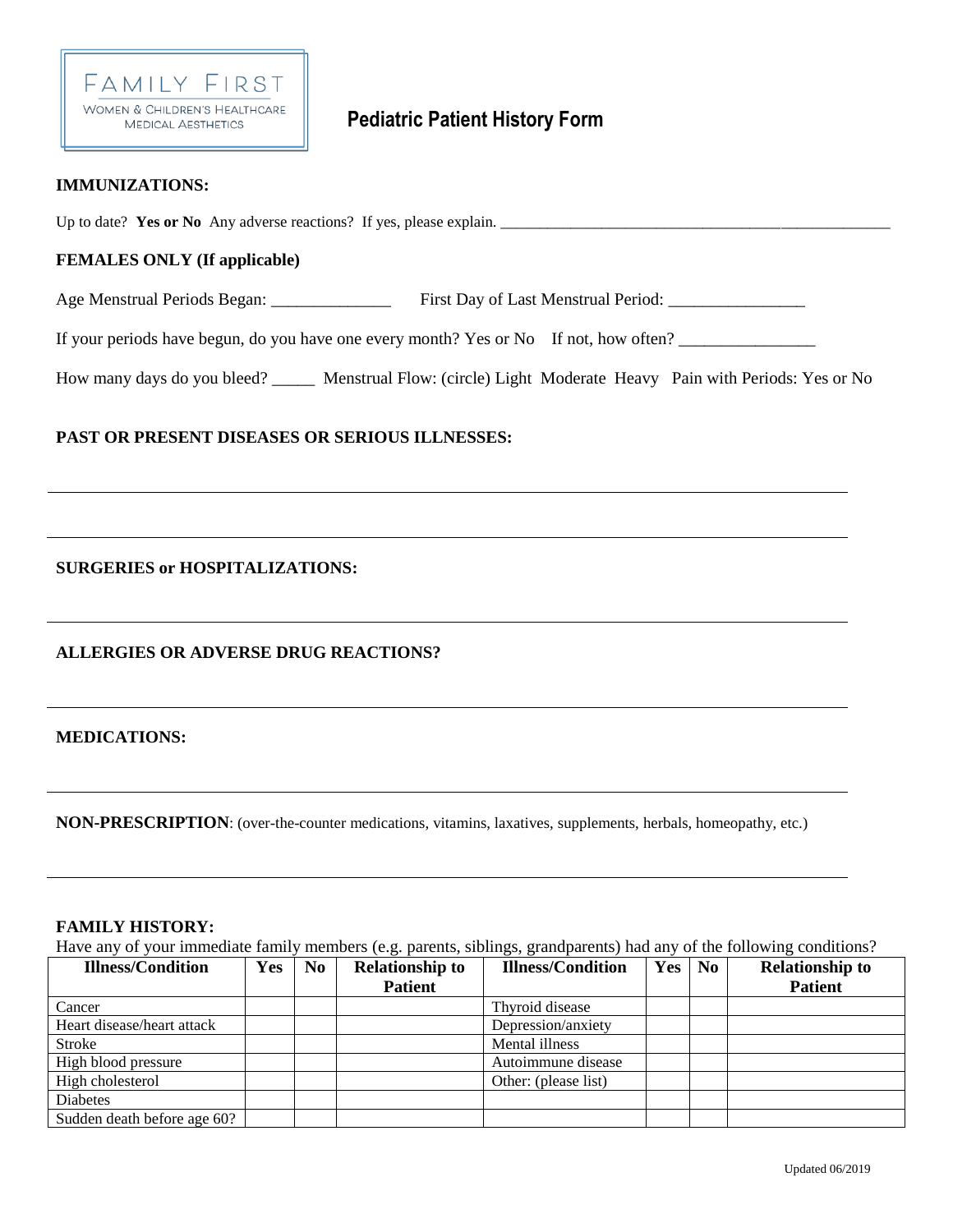FAMILY FIRST
WOMEN & CHILDREN'S HEALTHCARE
MEDICAL AESTHETICS

# Pediatric Patient History Form

**IMMUNIZATIONS:**

Up to date? **Yes or No** Any adverse reactions? If yes, please explain. ____________________________________________

**FEMALES ONLY (If applicable)**

Age Menstrual Periods Began: ______________ First Day of Last Menstrual Period: ________________

If your periods have begun, do you have one every month? Yes or No If not, how often? ________________

How many days do you bleed? _____ Menstrual Flow: (circle) Light Moderate Heavy Pain with Periods: Yes or No

**PAST OR PRESENT DISEASES OR SERIOUS ILLNESSES:**

______________________________________________________________________________

______________________________________________________________________________

**SURGERIES or HOSPITALIZATIONS:**

______________________________________________________________________________

**ALLERGIES OR ADVERSE DRUG REACTIONS?**

______________________________________________________________________________

**MEDICATIONS:**

______________________________________________________________________________

**NON-PRESCRIPTION**: (over-the-counter medications, vitamins, laxatives, supplements, herbals, homeopathy, etc.)

______________________________________________________________________________

**FAMILY HISTORY:**

Have any of your immediate family members (e.g. parents, siblings, grandparents) had any of the following conditions?

| Illness/Condition | Yes | No | Relationship to Patient | Illness/Condition | Yes | No | Relationship to Patient |
|---|---|---|---|---|---|---|---|
| Cancer | | | | Thyroid disease | | | |
| Heart disease/heart attack | | | | Depression/anxiety | | | |
| Stroke | | | | Mental illness | | | |
| High blood pressure | | | | Autoimmune disease | | | |
| High cholesterol | | | | Other: (please list) | | | |
| Diabetes | | | | | | | |
| Sudden death before age 60? | | | | | | | |

Updated 06/2019